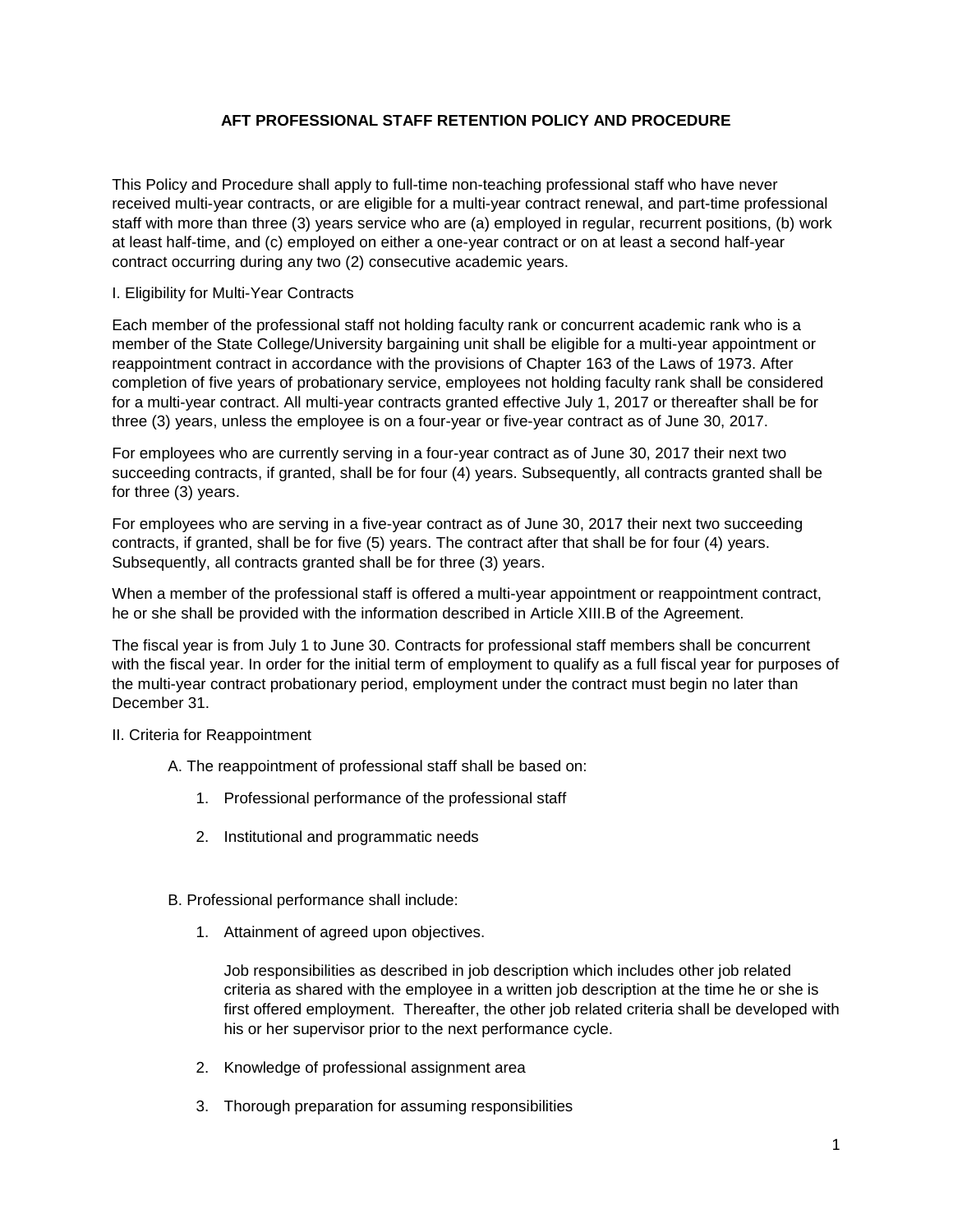# AFT PROFESSIONAL STAFF RETENTION POLICY AND PROCEDURE

This Policy and Procedure shall apply to full-time non-teaching professional staff who have never received multi-year contracts, or are eligible for a multi-year contract renewal, and part-time professional staff with more than three (3) years service who are (a) employed in regular, recurrent positions, (b) work at least half-time, and (c) employed on either a one-year contract or on at least a second half-year contract occurring during any two (2) consecutive academic years.

## I. Eligibility for Multi-Year Contracts

Each member of the professional staff not holding faculty rank or concurrent academic rank who is a member of the State College/University bargaining unit shall be eligible for a multi-year appointment or reappointment contract in accordance with the provisions of Chapter 163 of the Laws of 1973. After completion of five years of probationary service, employees not holding faculty rank shall be considered for a multi-year contract. All multi-year contracts granted effective July 1, 2017 or thereafter shall be for three (3) years, unless the employee is on a four-year or five-year contract as of June 30, 2017.

For employees who are currently serving in a four-year contract as of June 30, 2017 their next two succeeding contracts, if granted, shall be for four (4) years. Subsequently, all contracts granted shall be for three (3) years.

For employees who are serving in a five-year contract as of June 30, 2017 their next two succeeding contracts, if granted, shall be for five (5) years. The contract after that shall be for four (4) years. Subsequently, all contracts granted shall be for three (3) years.

When a member of the professional staff is offered a multi-year appointment or reappointment contract, he or she shall be provided with the information described in Article XIII.B of the Agreement.

The fiscal year is from July 1 to June 30. Contracts for professional staff members shall be concurrent with the fiscal year. In order for the initial term of employment to qualify as a full fiscal year for purposes of the multi-year contract probationary period, employment under the contract must begin no later than December 31.

## II. Criteria for Reappointment

A. The reappointment of professional staff shall be based on:

1. Professional performance of the professional staff
2. Institutional and programmatic needs

B. Professional performance shall include:

1. Attainment of agreed upon objectives.

   Job responsibilities as described in job description which includes other job related criteria as shared with the employee in a written job description at the time he or she is first offered employment. Thereafter, the other job related criteria shall be developed with his or her supervisor prior to the next performance cycle.

2. Knowledge of professional assignment area
3. Thorough preparation for assuming responsibilities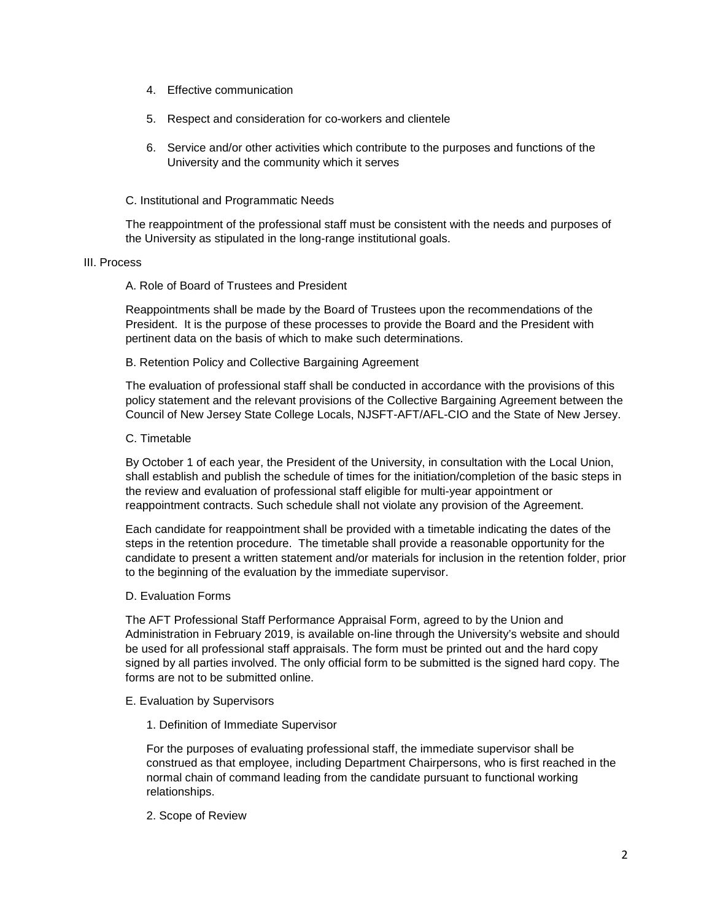4. Effective communication

5. Respect and consideration for co-workers and clientele

6. Service and/or other activities which contribute to the purposes and functions of the University and the community which it serves

C. Institutional and Programmatic Needs

The reappointment of the professional staff must be consistent with the needs and purposes of the University as stipulated in the long-range institutional goals.

## III. Process

A. Role of Board of Trustees and President

Reappointments shall be made by the Board of Trustees upon the recommendations of the President. It is the purpose of these processes to provide the Board and the President with pertinent data on the basis of which to make such determinations.

B. Retention Policy and Collective Bargaining Agreement

The evaluation of professional staff shall be conducted in accordance with the provisions of this policy statement and the relevant provisions of the Collective Bargaining Agreement between the Council of New Jersey State College Locals, NJSFT-AFT/AFL-CIO and the State of New Jersey.

C. Timetable

By October 1 of each year, the President of the University, in consultation with the Local Union, shall establish and publish the schedule of times for the initiation/completion of the basic steps in the review and evaluation of professional staff eligible for multi-year appointment or reappointment contracts. Such schedule shall not violate any provision of the Agreement.

Each candidate for reappointment shall be provided with a timetable indicating the dates of the steps in the retention procedure. The timetable shall provide a reasonable opportunity for the candidate to present a written statement and/or materials for inclusion in the retention folder, prior to the beginning of the evaluation by the immediate supervisor.

D. Evaluation Forms

The AFT Professional Staff Performance Appraisal Form, agreed to by the Union and Administration in February 2019, is available on-line through the University's website and should be used for all professional staff appraisals. The form must be printed out and the hard copy signed by all parties involved. The only official form to be submitted is the signed hard copy. The forms are not to be submitted online.

E. Evaluation by Supervisors

1. Definition of Immediate Supervisor

For the purposes of evaluating professional staff, the immediate supervisor shall be construed as that employee, including Department Chairpersons, who is first reached in the normal chain of command leading from the candidate pursuant to functional working relationships.

2. Scope of Review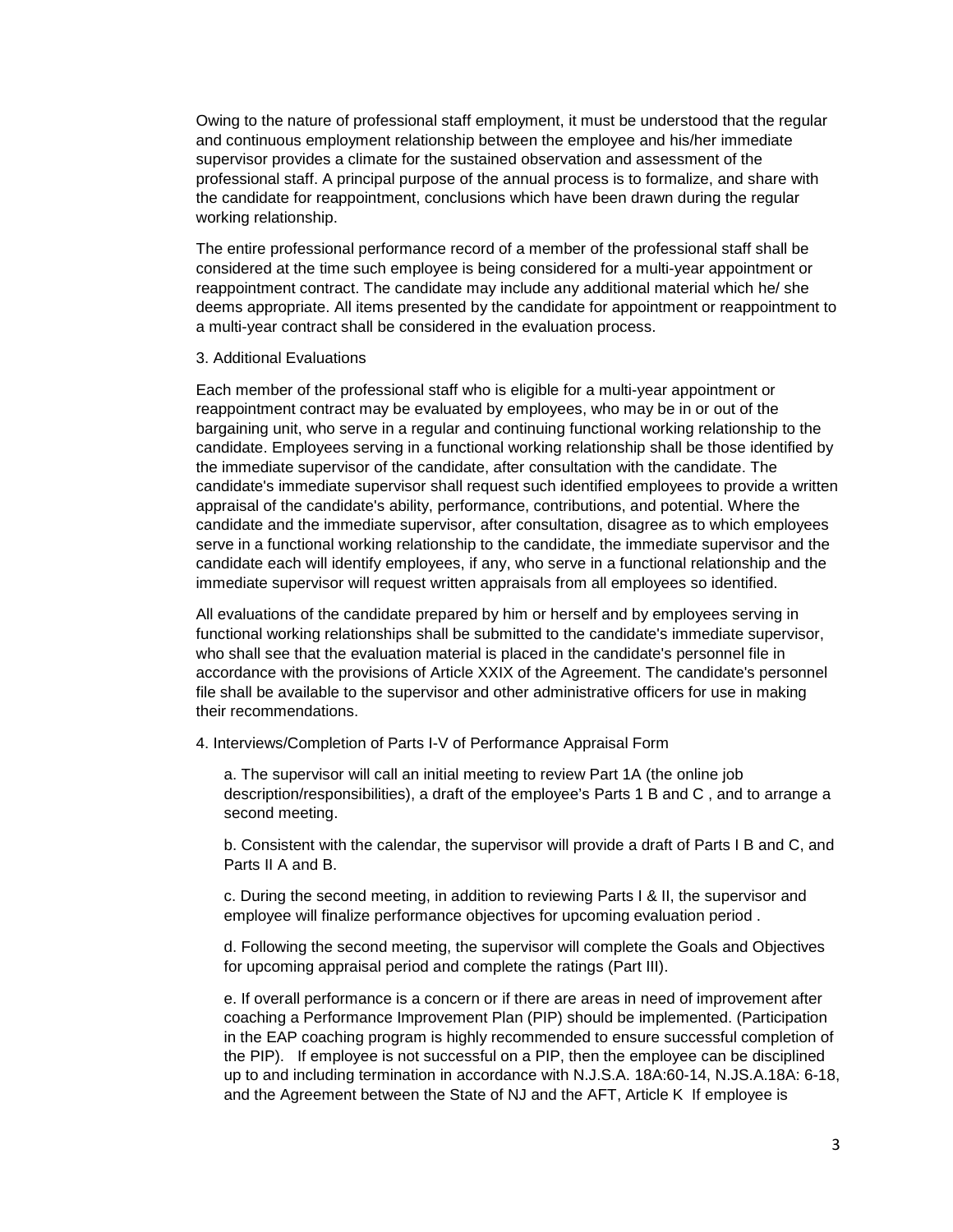Owing to the nature of professional staff employment, it must be understood that the regular and continuous employment relationship between the employee and his/her immediate supervisor provides a climate for the sustained observation and assessment of the professional staff. A principal purpose of the annual process is to formalize, and share with the candidate for reappointment, conclusions which have been drawn during the regular working relationship.

The entire professional performance record of a member of the professional staff shall be considered at the time such employee is being considered for a multi-year appointment or reappointment contract. The candidate may include any additional material which he/ she deems appropriate. All items presented by the candidate for appointment or reappointment to a multi-year contract shall be considered in the evaluation process.

3. Additional Evaluations

Each member of the professional staff who is eligible for a multi-year appointment or reappointment contract may be evaluated by employees, who may be in or out of the bargaining unit, who serve in a regular and continuing functional working relationship to the candidate. Employees serving in a functional working relationship shall be those identified by the immediate supervisor of the candidate, after consultation with the candidate. The candidate's immediate supervisor shall request such identified employees to provide a written appraisal of the candidate's ability, performance, contributions, and potential. Where the candidate and the immediate supervisor, after consultation, disagree as to which employees serve in a functional working relationship to the candidate, the immediate supervisor and the candidate each will identify employees, if any, who serve in a functional relationship and the immediate supervisor will request written appraisals from all employees so identified.

All evaluations of the candidate prepared by him or herself and by employees serving in functional working relationships shall be submitted to the candidate's immediate supervisor, who shall see that the evaluation material is placed in the candidate's personnel file in accordance with the provisions of Article XXIX of the Agreement. The candidate's personnel file shall be available to the supervisor and other administrative officers for use in making their recommendations.

4. Interviews/Completion of Parts I-V of Performance Appraisal Form

a. The supervisor will call an initial meeting to review Part 1A (the online job description/responsibilities), a draft of the employee's Parts 1 B and C , and to arrange a second meeting.

b. Consistent with the calendar, the supervisor will provide a draft of Parts I B and C, and Parts II A and B.

c. During the second meeting, in addition to reviewing Parts I & II, the supervisor and employee will finalize performance objectives for upcoming evaluation period .

d. Following the second meeting, the supervisor will complete the Goals and Objectives for upcoming appraisal period and complete the ratings (Part III).

e. If overall performance is a concern or if there are areas in need of improvement after coaching a Performance Improvement Plan (PIP) should be implemented. (Participation in the EAP coaching program is highly recommended to ensure successful completion of the PIP). If employee is not successful on a PIP, then the employee can be disciplined up to and including termination in accordance with N.J.S.A. 18A:60-14, N.JS.A.18A: 6-18, and the Agreement between the State of NJ and the AFT, Article K If employee is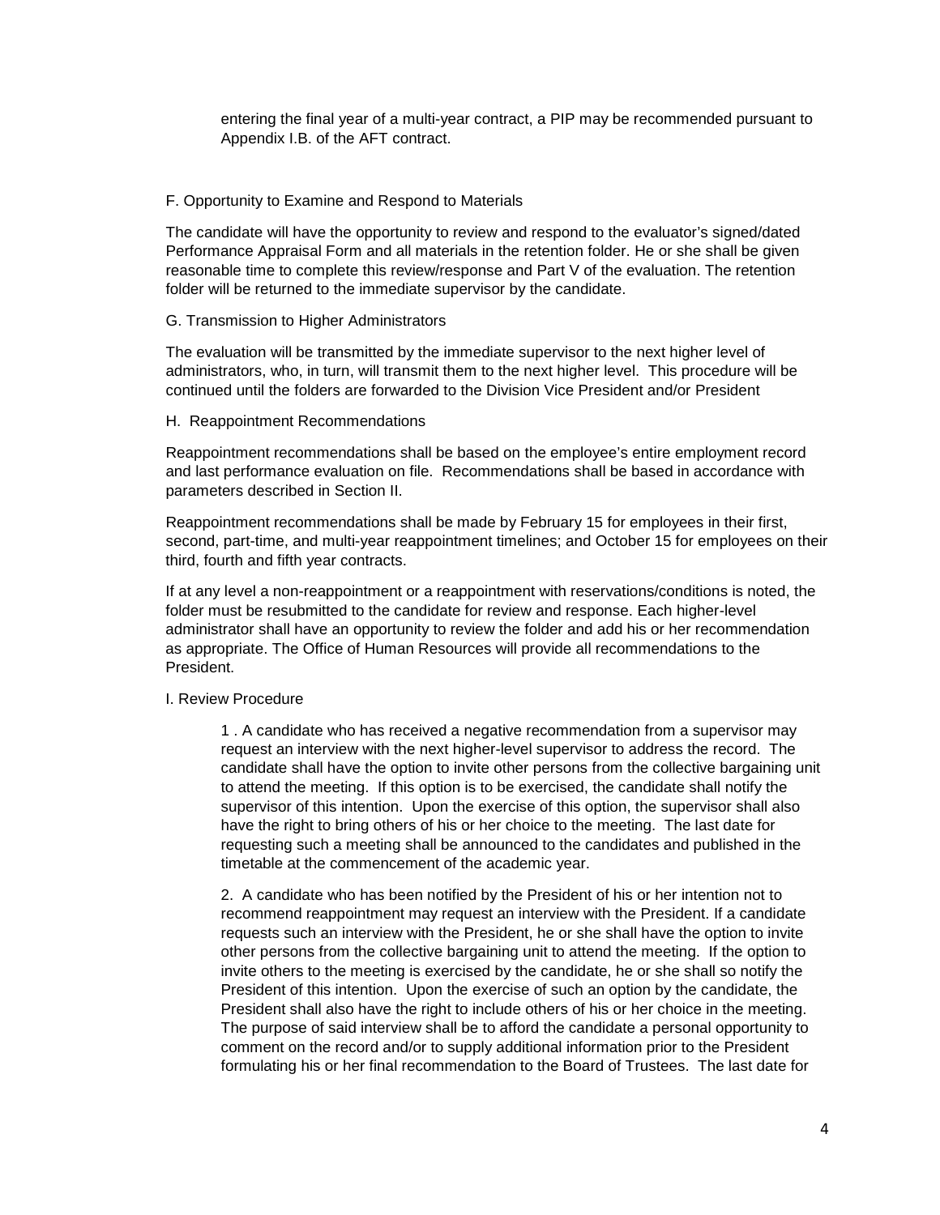entering the final year of a multi-year contract, a PIP may be recommended pursuant to Appendix I.B. of the AFT contract.

F. Opportunity to Examine and Respond to Materials

The candidate will have the opportunity to review and respond to the evaluator's signed/dated Performance Appraisal Form and all materials in the retention folder. He or she shall be given reasonable time to complete this review/response and Part V of the evaluation. The retention folder will be returned to the immediate supervisor by the candidate.

G. Transmission to Higher Administrators

The evaluation will be transmitted by the immediate supervisor to the next higher level of administrators, who, in turn, will transmit them to the next higher level. This procedure will be continued until the folders are forwarded to the Division Vice President and/or President

H. Reappointment Recommendations

Reappointment recommendations shall be based on the employee's entire employment record and last performance evaluation on file. Recommendations shall be based in accordance with parameters described in Section II.

Reappointment recommendations shall be made by February 15 for employees in their first, second, part-time, and multi-year reappointment timelines; and October 15 for employees on their third, fourth and fifth year contracts.

If at any level a non-reappointment or a reappointment with reservations/conditions is noted, the folder must be resubmitted to the candidate for review and response. Each higher-level administrator shall have an opportunity to review the folder and add his or her recommendation as appropriate. The Office of Human Resources will provide all recommendations to the President.

I. Review Procedure

1 . A candidate who has received a negative recommendation from a supervisor may request an interview with the next higher-level supervisor to address the record. The candidate shall have the option to invite other persons from the collective bargaining unit to attend the meeting. If this option is to be exercised, the candidate shall notify the supervisor of this intention. Upon the exercise of this option, the supervisor shall also have the right to bring others of his or her choice to the meeting. The last date for requesting such a meeting shall be announced to the candidates and published in the timetable at the commencement of the academic year.

2. A candidate who has been notified by the President of his or her intention not to recommend reappointment may request an interview with the President. If a candidate requests such an interview with the President, he or she shall have the option to invite other persons from the collective bargaining unit to attend the meeting. If the option to invite others to the meeting is exercised by the candidate, he or she shall so notify the President of this intention. Upon the exercise of such an option by the candidate, the President shall also have the right to include others of his or her choice in the meeting. The purpose of said interview shall be to afford the candidate a personal opportunity to comment on the record and/or to supply additional information prior to the President formulating his or her final recommendation to the Board of Trustees. The last date for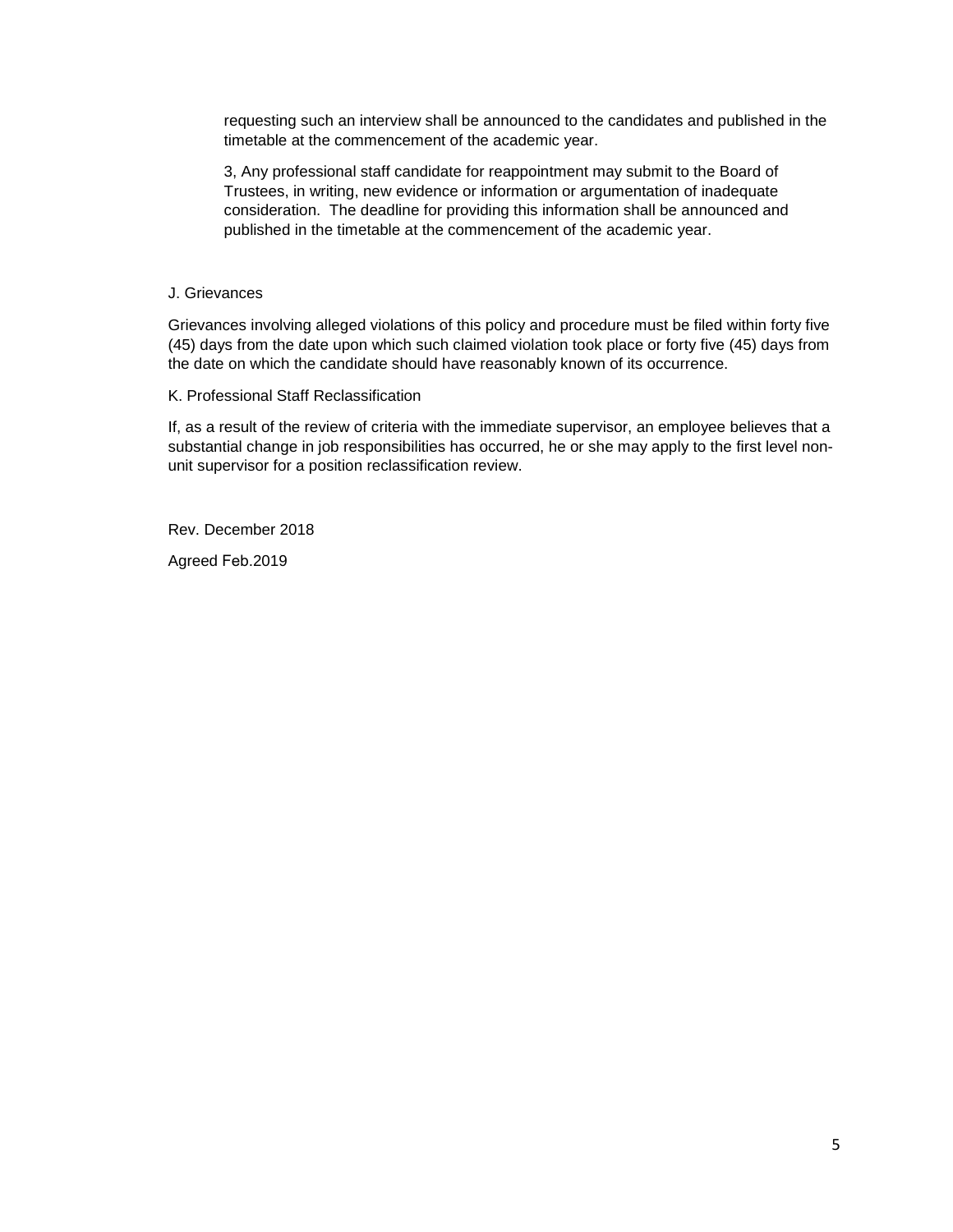requesting such an interview shall be announced to the candidates and published in the timetable at the commencement of the academic year.

3, Any professional staff candidate for reappointment may submit to the Board of Trustees, in writing, new evidence or information or argumentation of inadequate consideration. The deadline for providing this information shall be announced and published in the timetable at the commencement of the academic year.

J. Grievances

Grievances involving alleged violations of this policy and procedure must be filed within forty five (45) days from the date upon which such claimed violation took place or forty five (45) days from the date on which the candidate should have reasonably known of its occurrence.

K. Professional Staff Reclassification

If, as a result of the review of criteria with the immediate supervisor, an employee believes that a substantial change in job responsibilities has occurred, he or she may apply to the first level non-unit supervisor for a position reclassification review.

Rev. December 2018

Agreed Feb.2019